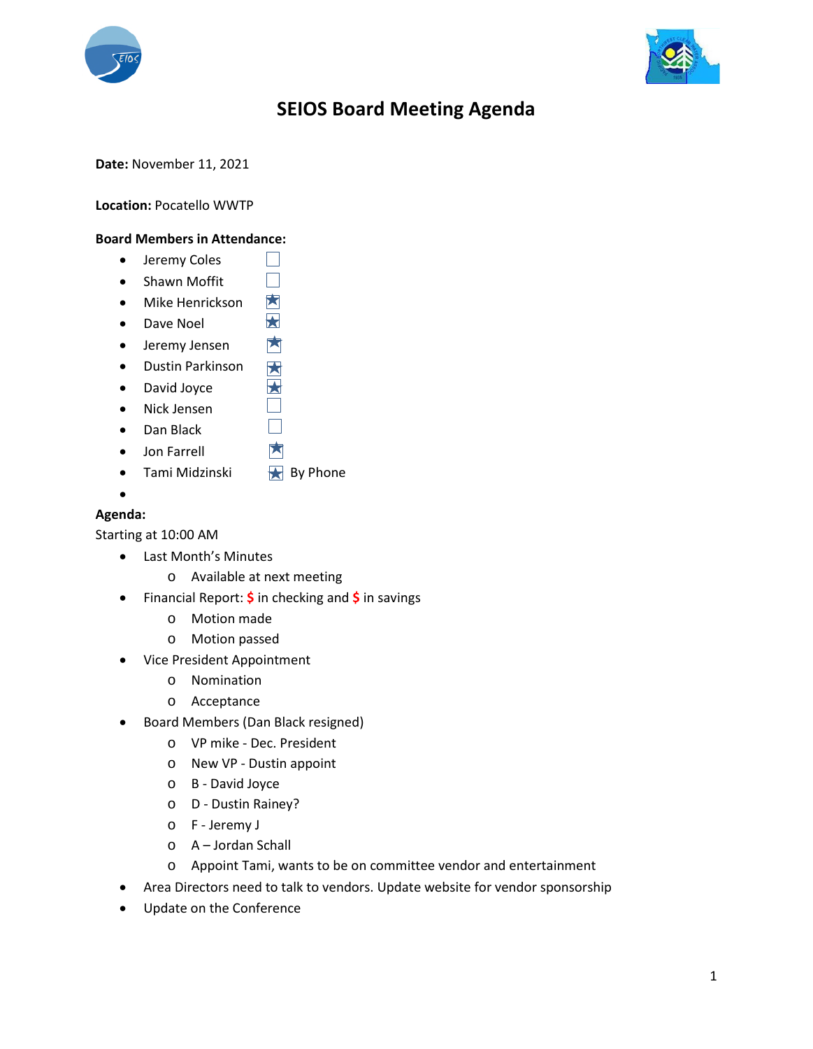# SEIOS Board Meeting Agenda

**Date:** November 11, 2021

**Location:** Pocatello WWTP

**Board Members in Attendance:**

- Jeremy Coles ☐
- Shawn Moffit ☐
- Mike Henrickson ☒
- Dave Noel ☒
- Jeremy Jensen ☒
- Dustin Parkinson ☒
- David Joyce ☒
- Nick Jensen ☐
- Dan Black ☐
- Jon Farrell ☒
- Tami Midzinski ☒ By Phone
-

**Agenda:**

Starting at 10:00 AM

- Last Month's Minutes
  - Available at next meeting
- Financial Report: $ in checking and $ in savings
  - Motion made
  - Motion passed
- Vice President Appointment
  - Nomination
  - Acceptance
- Board Members (Dan Black resigned)
  - VP mike - Dec. President
  - New VP - Dustin appoint
  - B - David Joyce
  - D - Dustin Rainey?
  - F - Jeremy J
  - A – Jordan Schall
  - Appoint Tami, wants to be on committee vendor and entertainment
- Area Directors need to talk to vendors. Update website for vendor sponsorship
- Update on the Conference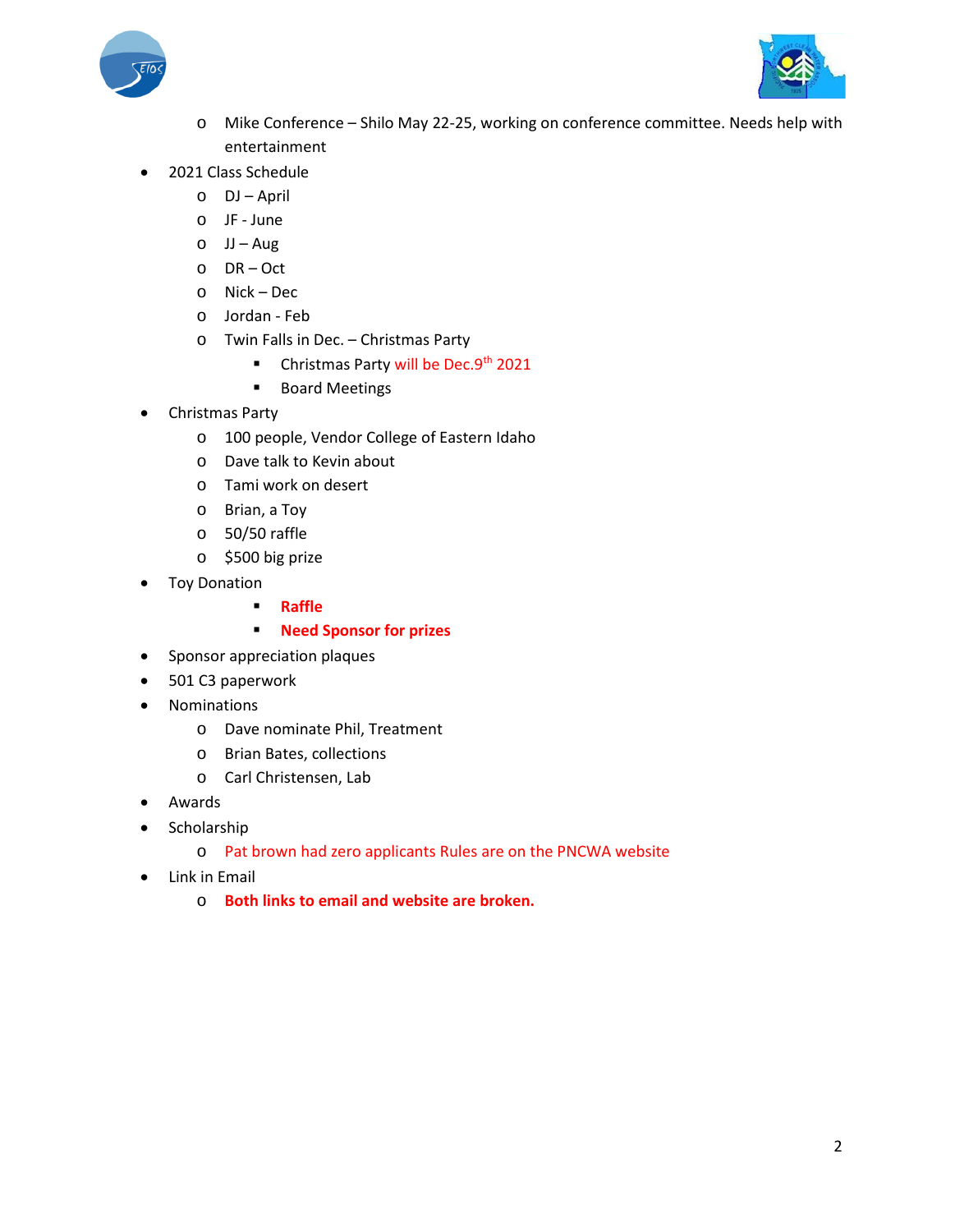- Mike Conference – Shilo May 22-25, working on conference committee. Needs help with entertainment
- 2021 Class Schedule
   - DJ – April
   - JF - June
   - JJ – Aug
   - DR – Oct
   - Nick – Dec
   - Jordan - Feb
   - Twin Falls in Dec. – Christmas Party
      - Christmas Party will be Dec.9th 2021
      - Board Meetings
- Christmas Party
   - 100 people, Vendor College of Eastern Idaho
   - Dave talk to Kevin about
   - Tami work on desert
   - Brian, a Toy
   - 50/50 raffle
   - $500 big prize
- Toy Donation
      - **Raffle**
      - **Need Sponsor for prizes**
- Sponsor appreciation plaques
- 501 C3 paperwork
- Nominations
   - Dave nominate Phil, Treatment
   - Brian Bates, collections
   - Carl Christensen, Lab
- Awards
- Scholarship
   - Pat brown had zero applicants Rules are on the PNCWA website
- Link in Email
   - **Both links to email and website are broken.**